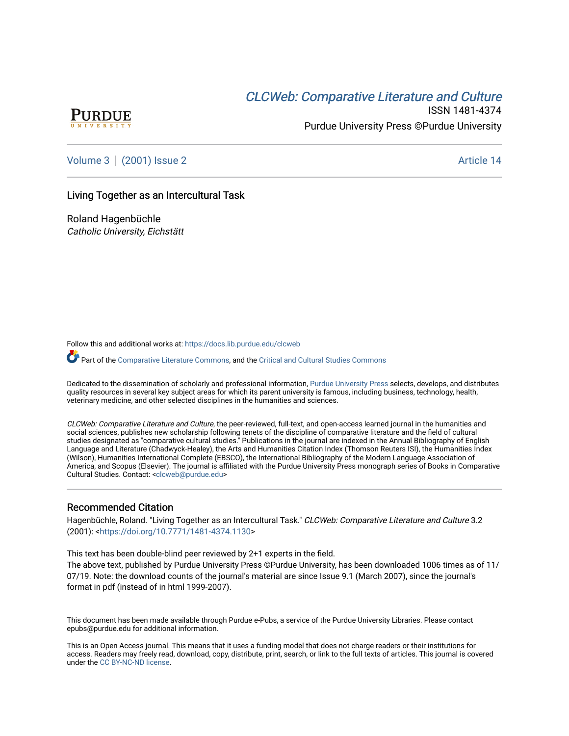# *CLCWeb: Comparative Literature and Culture*

ISSN 1481-4374

Purdue University Press ©Purdue University

Volume 3 | (2001) Issue 2 — Article 14

## Living Together as an Intercultural Task

Roland Hagenbüchle
*Catholic University, Eichstätt*

Follow this and additional works at: https://docs.lib.purdue.edu/clcweb

Part of the Comparative Literature Commons, and the Critical and Cultural Studies Commons

Dedicated to the dissemination of scholarly and professional information, Purdue University Press selects, develops, and distributes quality resources in several key subject areas for which its parent university is famous, including business, technology, health, veterinary medicine, and other selected disciplines in the humanities and sciences.

*CLCWeb: Comparative Literature and Culture*, the peer-reviewed, full-text, and open-access learned journal in the humanities and social sciences, publishes new scholarship following tenets of the discipline of comparative literature and the field of cultural studies designated as "comparative cultural studies." Publications in the journal are indexed in the Annual Bibliography of English Language and Literature (Chadwyck-Healey), the Arts and Humanities Citation Index (Thomson Reuters ISI), the Humanities Index (Wilson), Humanities International Complete (EBSCO), the International Bibliography of the Modern Language Association of America, and Scopus (Elsevier). The journal is affiliated with the Purdue University Press monograph series of Books in Comparative Cultural Studies. Contact: <clcweb@purdue.edu>

### Recommended Citation

Hagenbüchle, Roland. "Living Together as an Intercultural Task." *CLCWeb: Comparative Literature and Culture* 3.2 (2001): <https://doi.org/10.7771/1481-4374.1130>

This text has been double-blind peer reviewed by 2+1 experts in the field.
The above text, published by Purdue University Press ©Purdue University, has been downloaded 1006 times as of 11/07/19. Note: the download counts of the journal's material are since Issue 9.1 (March 2007), since the journal's format in pdf (instead of in html 1999-2007).

This document has been made available through Purdue e-Pubs, a service of the Purdue University Libraries. Please contact epubs@purdue.edu for additional information.

This is an Open Access journal. This means that it uses a funding model that does not charge readers or their institutions for access. Readers may freely read, download, copy, distribute, print, search, or link to the full texts of articles. This journal is covered under the CC BY-NC-ND license.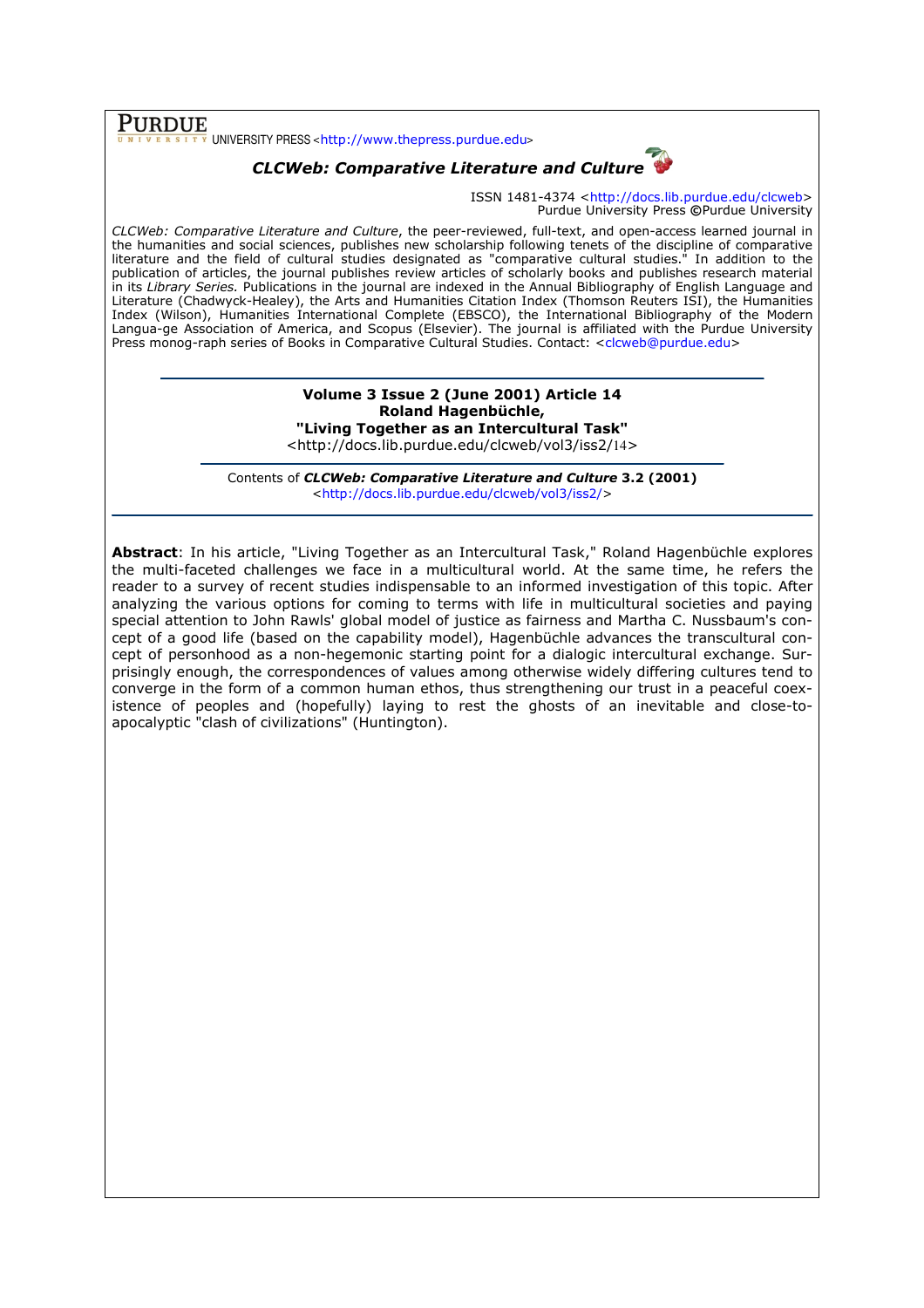**PURDUE** UNIVERSITY PRESS <http://www.thepress.purdue.edu>

***CLCWeb: Comparative Literature and Culture***

ISSN 1481-4374 <http://docs.lib.purdue.edu/clcweb>
Purdue University Press ©Purdue University

*CLCWeb: Comparative Literature and Culture*, the peer-reviewed, full-text, and open-access learned journal in the humanities and social sciences, publishes new scholarship following tenets of the discipline of comparative literature and the field of cultural studies designated as "comparative cultural studies." In addition to the publication of articles, the journal publishes review articles of scholarly books and publishes research material in its *Library Series.* Publications in the journal are indexed in the Annual Bibliography of English Language and Literature (Chadwyck-Healey), the Arts and Humanities Citation Index (Thomson Reuters ISI), the Humanities Index (Wilson), Humanities International Complete (EBSCO), the International Bibliography of the Modern Langua-ge Association of America, and Scopus (Elsevier). The journal is affiliated with the Purdue University Press monog-raph series of Books in Comparative Cultural Studies. Contact: <clcweb@purdue.edu>

---

**Volume 3 Issue 2 (June 2001) Article 14**
**Roland Hagenbüchle,**
**"Living Together as an Intercultural Task"**
<http://docs.lib.purdue.edu/clcweb/vol3/iss2/14>

---

Contents of ***CLCWeb: Comparative Literature and Culture*** **3.2 (2001)**
<http://docs.lib.purdue.edu/clcweb/vol3/iss2/>

---

**Abstract**: In his article, "Living Together as an Intercultural Task," Roland Hagenbüchle explores the multi-faceted challenges we face in a multicultural world. At the same time, he refers the reader to a survey of recent studies indispensable to an informed investigation of this topic. After analyzing the various options for coming to terms with life in multicultural societies and paying special attention to John Rawls' global model of justice as fairness and Martha C. Nussbaum's concept of a good life (based on the capability model), Hagenbüchle advances the transcultural concept of personhood as a non-hegemonic starting point for a dialogic intercultural exchange. Surprisingly enough, the correspondences of values among otherwise widely differing cultures tend to converge in the form of a common human ethos, thus strengthening our trust in a peaceful coexistence of peoples and (hopefully) laying to rest the ghosts of an inevitable and close-to-apocalyptic "clash of civilizations" (Huntington).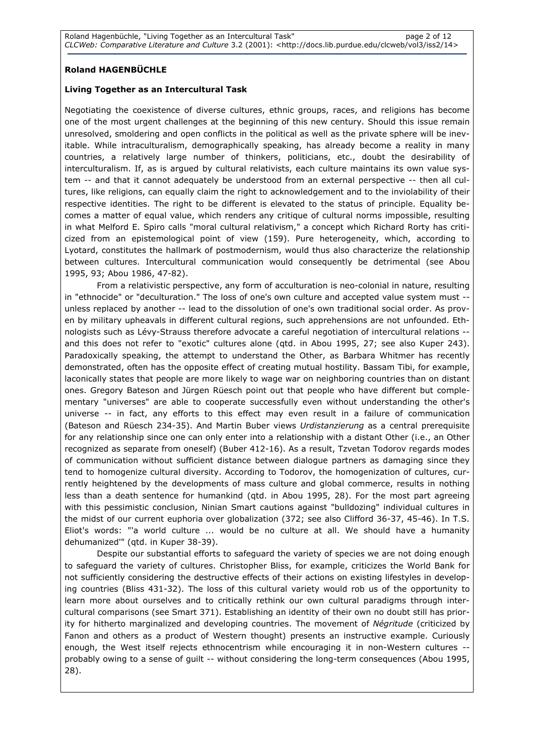**Roland HAGENBÜCHLE**

**Living Together as an Intercultural Task**

Negotiating the coexistence of diverse cultures, ethnic groups, races, and religions has become one of the most urgent challenges at the beginning of this new century. Should this issue remain unresolved, smoldering and open conflicts in the political as well as the private sphere will be inevitable. While intraculturalism, demographically speaking, has already become a reality in many countries, a relatively large number of thinkers, politicians, etc., doubt the desirability of interculturalism. If, as is argued by cultural relativists, each culture maintains its own value system -- and that it cannot adequately be understood from an external perspective -- then all cultures, like religions, can equally claim the right to acknowledgement and to the inviolability of their respective identities. The right to be different is elevated to the status of principle. Equality becomes a matter of equal value, which renders any critique of cultural norms impossible, resulting in what Melford E. Spiro calls "moral cultural relativism," a concept which Richard Rorty has criticized from an epistemological point of view (159). Pure heterogeneity, which, according to Lyotard, constitutes the hallmark of postmodernism, would thus also characterize the relationship between cultures. Intercultural communication would consequently be detrimental (see Abou 1995, 93; Abou 1986, 47-82).

From a relativistic perspective, any form of acculturation is neo-colonial in nature, resulting in "ethnocide" or "deculturation." The loss of one's own culture and accepted value system must -- unless replaced by another -- lead to the dissolution of one's own traditional social order. As proven by military upheavals in different cultural regions, such apprehensions are not unfounded. Ethnologists such as Lévy-Strauss therefore advocate a careful negotiation of intercultural relations -- and this does not refer to "exotic" cultures alone (qtd. in Abou 1995, 27; see also Kuper 243). Paradoxically speaking, the attempt to understand the Other, as Barbara Whitmer has recently demonstrated, often has the opposite effect of creating mutual hostility. Bassam Tibi, for example, laconically states that people are more likely to wage war on neighboring countries than on distant ones. Gregory Bateson and Jürgen Rüesch point out that people who have different but complementary "universes" are able to cooperate successfully even without understanding the other's universe -- in fact, any efforts to this effect may even result in a failure of communication (Bateson and Rüesch 234-35). And Martin Buber views *Urdistanzierung* as a central prerequisite for any relationship since one can only enter into a relationship with a distant Other (i.e., an Other recognized as separate from oneself) (Buber 412-16). As a result, Tzvetan Todorov regards modes of communication without sufficient distance between dialogue partners as damaging since they tend to homogenize cultural diversity. According to Todorov, the homogenization of cultures, currently heightened by the developments of mass culture and global commerce, results in nothing less than a death sentence for humankind (qtd. in Abou 1995, 28). For the most part agreeing with this pessimistic conclusion, Ninian Smart cautions against "bulldozing" individual cultures in the midst of our current euphoria over globalization (372; see also Clifford 36-37, 45-46). In T.S. Eliot's words: "'a world culture ... would be no culture at all. We should have a humanity dehumanized'" (qtd. in Kuper 38-39).

Despite our substantial efforts to safeguard the variety of species we are not doing enough to safeguard the variety of cultures. Christopher Bliss, for example, criticizes the World Bank for not sufficiently considering the destructive effects of their actions on existing lifestyles in developing countries (Bliss 431-32). The loss of this cultural variety would rob us of the opportunity to learn more about ourselves and to critically rethink our own cultural paradigms through intercultural comparisons (see Smart 371). Establishing an identity of their own no doubt still has priority for hitherto marginalized and developing countries. The movement of *Négritude* (criticized by Fanon and others as a product of Western thought) presents an instructive example. Curiously enough, the West itself rejects ethnocentrism while encouraging it in non-Western cultures -- probably owing to a sense of guilt -- without considering the long-term consequences (Abou 1995, 28).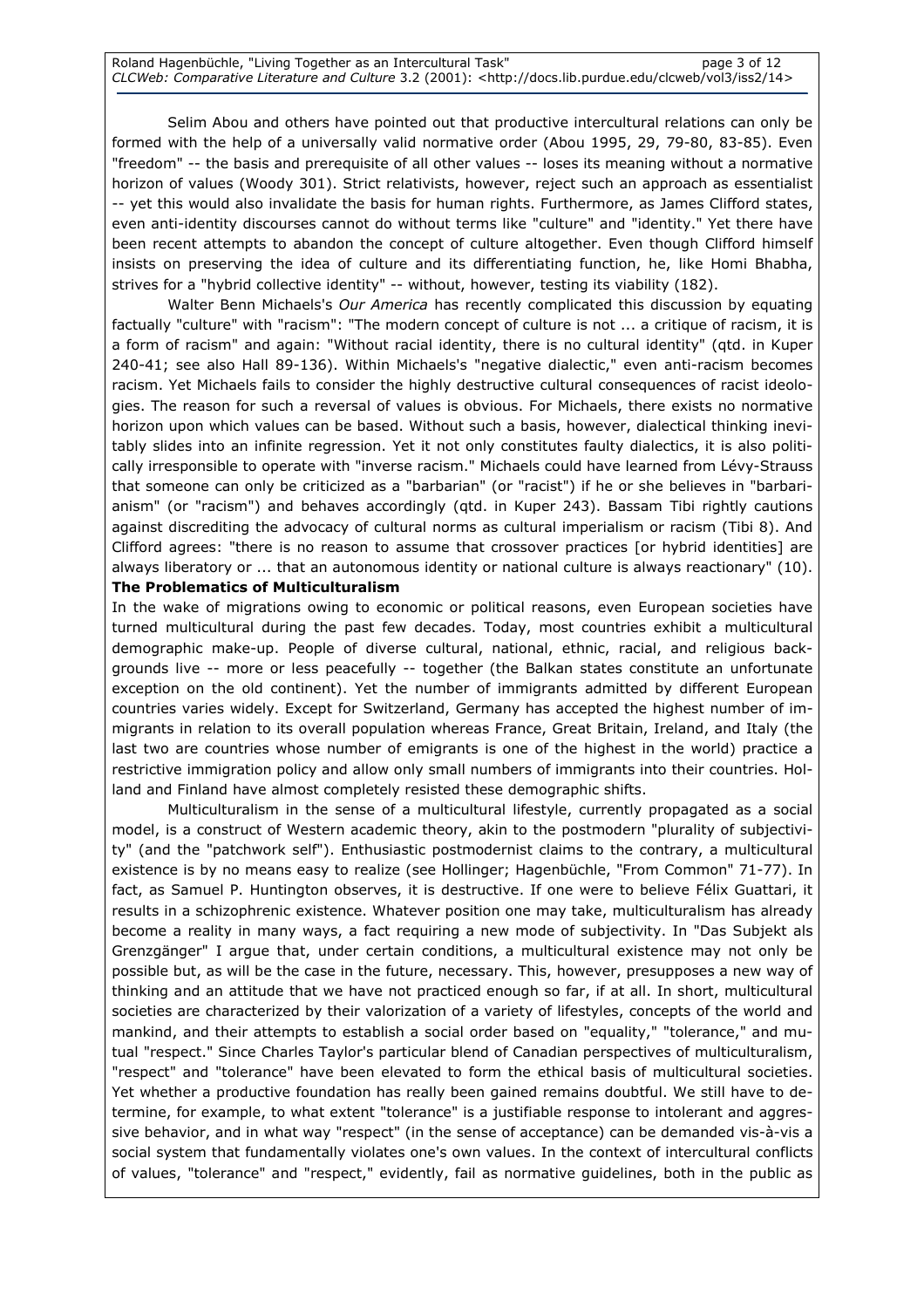Selim Abou and others have pointed out that productive intercultural relations can only be formed with the help of a universally valid normative order (Abou 1995, 29, 79-80, 83-85). Even "freedom" -- the basis and prerequisite of all other values -- loses its meaning without a normative horizon of values (Woody 301). Strict relativists, however, reject such an approach as essentialist -- yet this would also invalidate the basis for human rights. Furthermore, as James Clifford states, even anti-identity discourses cannot do without terms like "culture" and "identity." Yet there have been recent attempts to abandon the concept of culture altogether. Even though Clifford himself insists on preserving the idea of culture and its differentiating function, he, like Homi Bhabha, strives for a "hybrid collective identity" -- without, however, testing its viability (182).

Walter Benn Michaels's *Our America* has recently complicated this discussion by equating factually "culture" with "racism": "The modern concept of culture is not ... a critique of racism, it is a form of racism" and again: "Without racial identity, there is no cultural identity" (qtd. in Kuper 240-41; see also Hall 89-136). Within Michaels's "negative dialectic," even anti-racism becomes racism. Yet Michaels fails to consider the highly destructive cultural consequences of racist ideologies. The reason for such a reversal of values is obvious. For Michaels, there exists no normative horizon upon which values can be based. Without such a basis, however, dialectical thinking inevitably slides into an infinite regression. Yet it not only constitutes faulty dialectics, it is also politically irresponsible to operate with "inverse racism." Michaels could have learned from Lévy-Strauss that someone can only be criticized as a "barbarian" (or "racist") if he or she believes in "barbarianism" (or "racism") and behaves accordingly (qtd. in Kuper 243). Bassam Tibi rightly cautions against discrediting the advocacy of cultural norms as cultural imperialism or racism (Tibi 8). And Clifford agrees: "there is no reason to assume that crossover practices [or hybrid identities] are always liberatory or ... that an autonomous identity or national culture is always reactionary" (10).

**The Problematics of Multiculturalism**

In the wake of migrations owing to economic or political reasons, even European societies have turned multicultural during the past few decades. Today, most countries exhibit a multicultural demographic make-up. People of diverse cultural, national, ethnic, racial, and religious backgrounds live -- more or less peacefully -- together (the Balkan states constitute an unfortunate exception on the old continent). Yet the number of immigrants admitted by different European countries varies widely. Except for Switzerland, Germany has accepted the highest number of immigrants in relation to its overall population whereas France, Great Britain, Ireland, and Italy (the last two are countries whose number of emigrants is one of the highest in the world) practice a restrictive immigration policy and allow only small numbers of immigrants into their countries. Holland and Finland have almost completely resisted these demographic shifts.

Multiculturalism in the sense of a multicultural lifestyle, currently propagated as a social model, is a construct of Western academic theory, akin to the postmodern "plurality of subjectivity" (and the "patchwork self"). Enthusiastic postmodernist claims to the contrary, a multicultural existence is by no means easy to realize (see Hollinger; Hagenbüchle, "From Common" 71-77). In fact, as Samuel P. Huntington observes, it is destructive. If one were to believe Félix Guattari, it results in a schizophrenic existence. Whatever position one may take, multiculturalism has already become a reality in many ways, a fact requiring a new mode of subjectivity. In "Das Subjekt als Grenzgänger" I argue that, under certain conditions, a multicultural existence may not only be possible but, as will be the case in the future, necessary. This, however, presupposes a new way of thinking and an attitude that we have not practiced enough so far, if at all. In short, multicultural societies are characterized by their valorization of a variety of lifestyles, concepts of the world and mankind, and their attempts to establish a social order based on "equality," "tolerance," and mutual "respect." Since Charles Taylor's particular blend of Canadian perspectives of multiculturalism, "respect" and "tolerance" have been elevated to form the ethical basis of multicultural societies. Yet whether a productive foundation has really been gained remains doubtful. We still have to determine, for example, to what extent "tolerance" is a justifiable response to intolerant and aggressive behavior, and in what way "respect" (in the sense of acceptance) can be demanded vis-à-vis a social system that fundamentally violates one's own values. In the context of intercultural conflicts of values, "tolerance" and "respect," evidently, fail as normative guidelines, both in the public as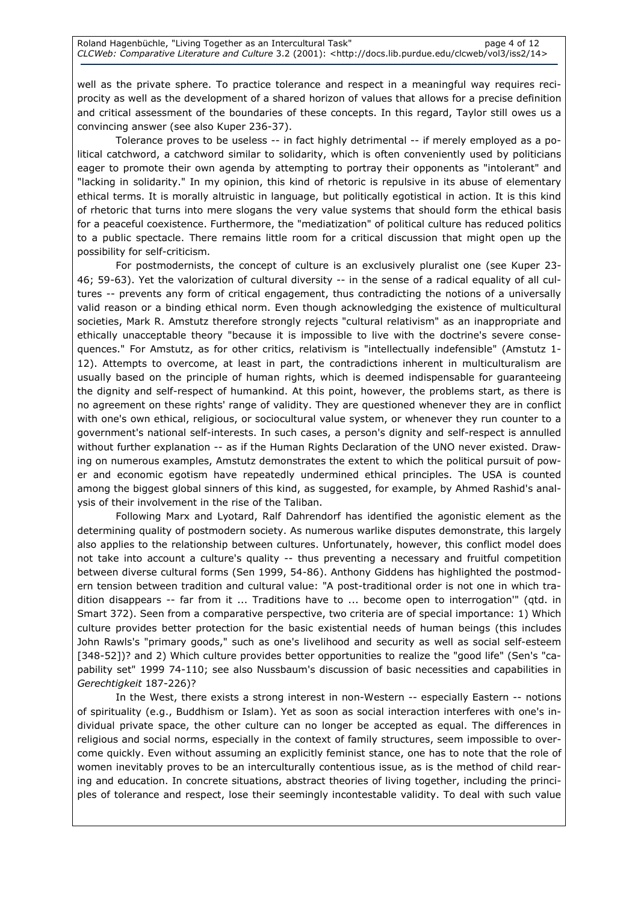well as the private sphere. To practice tolerance and respect in a meaningful way requires reciprocity as well as the development of a shared horizon of values that allows for a precise definition and critical assessment of the boundaries of these concepts. In this regard, Taylor still owes us a convincing answer (see also Kuper 236-37).

Tolerance proves to be useless -- in fact highly detrimental -- if merely employed as a political catchword, a catchword similar to solidarity, which is often conveniently used by politicians eager to promote their own agenda by attempting to portray their opponents as "intolerant" and "lacking in solidarity." In my opinion, this kind of rhetoric is repulsive in its abuse of elementary ethical terms. It is morally altruistic in language, but politically egotistical in action. It is this kind of rhetoric that turns into mere slogans the very value systems that should form the ethical basis for a peaceful coexistence. Furthermore, the "mediatization" of political culture has reduced politics to a public spectacle. There remains little room for a critical discussion that might open up the possibility for self-criticism.

For postmodernists, the concept of culture is an exclusively pluralist one (see Kuper 23-46; 59-63). Yet the valorization of cultural diversity -- in the sense of a radical equality of all cultures -- prevents any form of critical engagement, thus contradicting the notions of a universally valid reason or a binding ethical norm. Even though acknowledging the existence of multicultural societies, Mark R. Amstutz therefore strongly rejects "cultural relativism" as an inappropriate and ethically unacceptable theory "because it is impossible to live with the doctrine's severe consequences." For Amstutz, as for other critics, relativism is "intellectually indefensible" (Amstutz 1-12). Attempts to overcome, at least in part, the contradictions inherent in multiculturalism are usually based on the principle of human rights, which is deemed indispensable for guaranteeing the dignity and self-respect of humankind. At this point, however, the problems start, as there is no agreement on these rights' range of validity. They are questioned whenever they are in conflict with one's own ethical, religious, or sociocultural value system, or whenever they run counter to a government's national self-interests. In such cases, a person's dignity and self-respect is annulled without further explanation -- as if the Human Rights Declaration of the UNO never existed. Drawing on numerous examples, Amstutz demonstrates the extent to which the political pursuit of power and economic egotism have repeatedly undermined ethical principles. The USA is counted among the biggest global sinners of this kind, as suggested, for example, by Ahmed Rashid's analysis of their involvement in the rise of the Taliban.

Following Marx and Lyotard, Ralf Dahrendorf has identified the agonistic element as the determining quality of postmodern society. As numerous warlike disputes demonstrate, this largely also applies to the relationship between cultures. Unfortunately, however, this conflict model does not take into account a culture's quality -- thus preventing a necessary and fruitful competition between diverse cultural forms (Sen 1999, 54-86). Anthony Giddens has highlighted the postmodern tension between tradition and cultural value: "A post-traditional order is not one in which tradition disappears -- far from it ... Traditions have to ... become open to interrogation'" (qtd. in Smart 372). Seen from a comparative perspective, two criteria are of special importance: 1) Which culture provides better protection for the basic existential needs of human beings (this includes John Rawls's "primary goods," such as one's livelihood and security as well as social self-esteem [348-52])? and 2) Which culture provides better opportunities to realize the "good life" (Sen's "capability set" 1999 74-110; see also Nussbaum's discussion of basic necessities and capabilities in *Gerechtigkeit* 187-226)?

In the West, there exists a strong interest in non-Western -- especially Eastern -- notions of spirituality (e.g., Buddhism or Islam). Yet as soon as social interaction interferes with one's individual private space, the other culture can no longer be accepted as equal. The differences in religious and social norms, especially in the context of family structures, seem impossible to overcome quickly. Even without assuming an explicitly feminist stance, one has to note that the role of women inevitably proves to be an interculturally contentious issue, as is the method of child rearing and education. In concrete situations, abstract theories of living together, including the principles of tolerance and respect, lose their seemingly incontestable validity. To deal with such value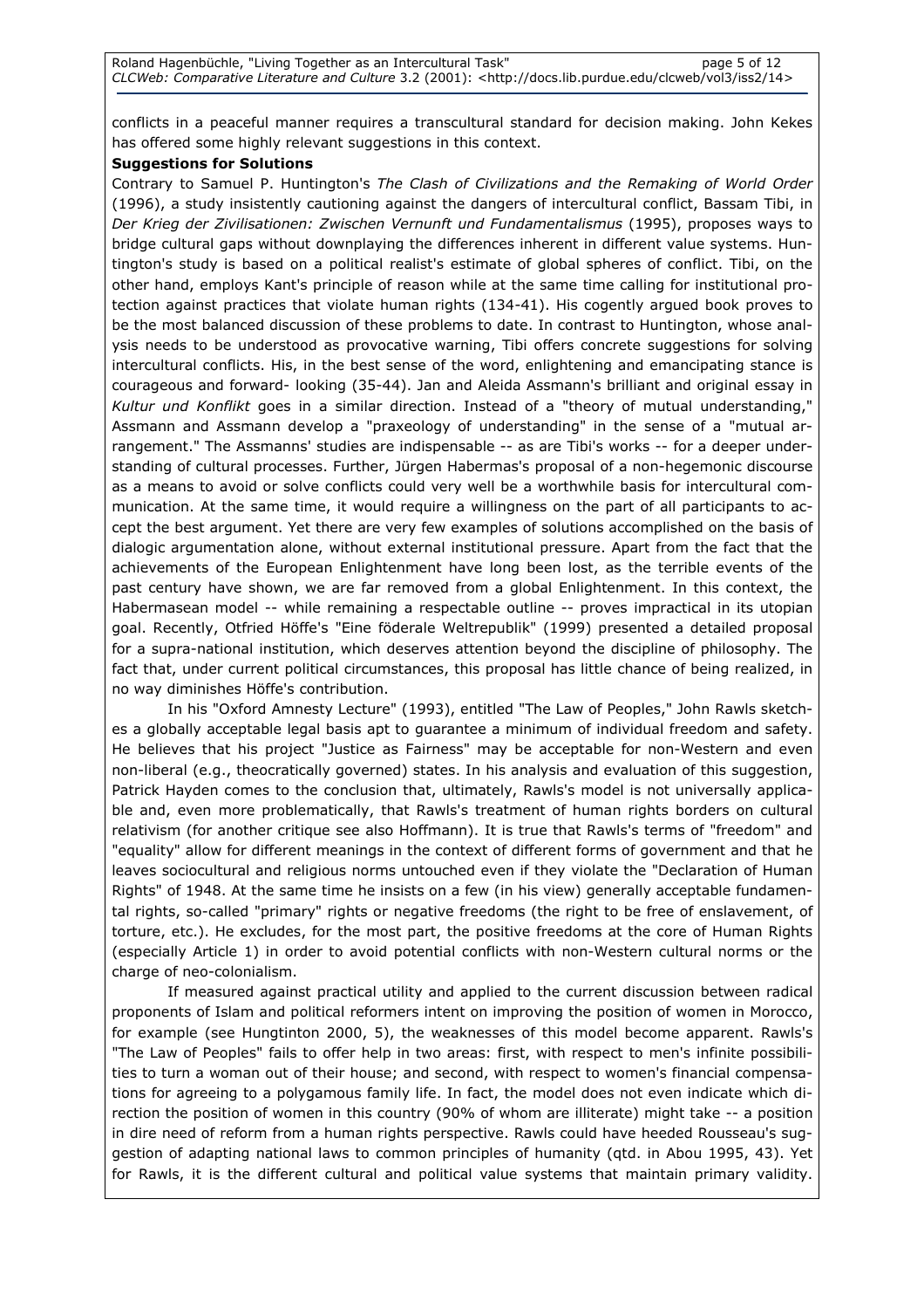conflicts in a peaceful manner requires a transcultural standard for decision making. John Kekes has offered some highly relevant suggestions in this context.

**Suggestions for Solutions**

Contrary to Samuel P. Huntington's *The Clash of Civilizations and the Remaking of World Order* (1996), a study insistently cautioning against the dangers of intercultural conflict, Bassam Tibi, in *Der Krieg der Zivilisationen: Zwischen Vernunft und Fundamentalismus* (1995), proposes ways to bridge cultural gaps without downplaying the differences inherent in different value systems. Huntington's study is based on a political realist's estimate of global spheres of conflict. Tibi, on the other hand, employs Kant's principle of reason while at the same time calling for institutional protection against practices that violate human rights (134-41). His cogently argued book proves to be the most balanced discussion of these problems to date. In contrast to Huntington, whose analysis needs to be understood as provocative warning, Tibi offers concrete suggestions for solving intercultural conflicts. His, in the best sense of the word, enlightening and emancipating stance is courageous and forward- looking (35-44). Jan and Aleida Assmann's brilliant and original essay in *Kultur und Konflikt* goes in a similar direction. Instead of a "theory of mutual understanding," Assmann and Assmann develop a "praxeology of understanding" in the sense of a "mutual arrangement." The Assmanns' studies are indispensable -- as are Tibi's works -- for a deeper understanding of cultural processes. Further, Jürgen Habermas's proposal of a non-hegemonic discourse as a means to avoid or solve conflicts could very well be a worthwhile basis for intercultural communication. At the same time, it would require a willingness on the part of all participants to accept the best argument. Yet there are very few examples of solutions accomplished on the basis of dialogic argumentation alone, without external institutional pressure. Apart from the fact that the achievements of the European Enlightenment have long been lost, as the terrible events of the past century have shown, we are far removed from a global Enlightenment. In this context, the Habermasean model -- while remaining a respectable outline -- proves impractical in its utopian goal. Recently, Otfried Höffe's "Eine föderale Weltrepublik" (1999) presented a detailed proposal for a supra-national institution, which deserves attention beyond the discipline of philosophy. The fact that, under current political circumstances, this proposal has little chance of being realized, in no way diminishes Höffe's contribution.

In his "Oxford Amnesty Lecture" (1993), entitled "The Law of Peoples," John Rawls sketches a globally acceptable legal basis apt to guarantee a minimum of individual freedom and safety. He believes that his project "Justice as Fairness" may be acceptable for non-Western and even non-liberal (e.g., theocratically governed) states. In his analysis and evaluation of this suggestion, Patrick Hayden comes to the conclusion that, ultimately, Rawls's model is not universally applicable and, even more problematically, that Rawls's treatment of human rights borders on cultural relativism (for another critique see also Hoffmann). It is true that Rawls's terms of "freedom" and "equality" allow for different meanings in the context of different forms of government and that he leaves sociocultural and religious norms untouched even if they violate the "Declaration of Human Rights" of 1948. At the same time he insists on a few (in his view) generally acceptable fundamental rights, so-called "primary" rights or negative freedoms (the right to be free of enslavement, of torture, etc.). He excludes, for the most part, the positive freedoms at the core of Human Rights (especially Article 1) in order to avoid potential conflicts with non-Western cultural norms or the charge of neo-colonialism.

If measured against practical utility and applied to the current discussion between radical proponents of Islam and political reformers intent on improving the position of women in Morocco, for example (see Hungtinton 2000, 5), the weaknesses of this model become apparent. Rawls's "The Law of Peoples" fails to offer help in two areas: first, with respect to men's infinite possibilities to turn a woman out of their house; and second, with respect to women's financial compensations for agreeing to a polygamous family life. In fact, the model does not even indicate which direction the position of women in this country (90% of whom are illiterate) might take -- a position in dire need of reform from a human rights perspective. Rawls could have heeded Rousseau's suggestion of adapting national laws to common principles of humanity (qtd. in Abou 1995, 43). Yet for Rawls, it is the different cultural and political value systems that maintain primary validity.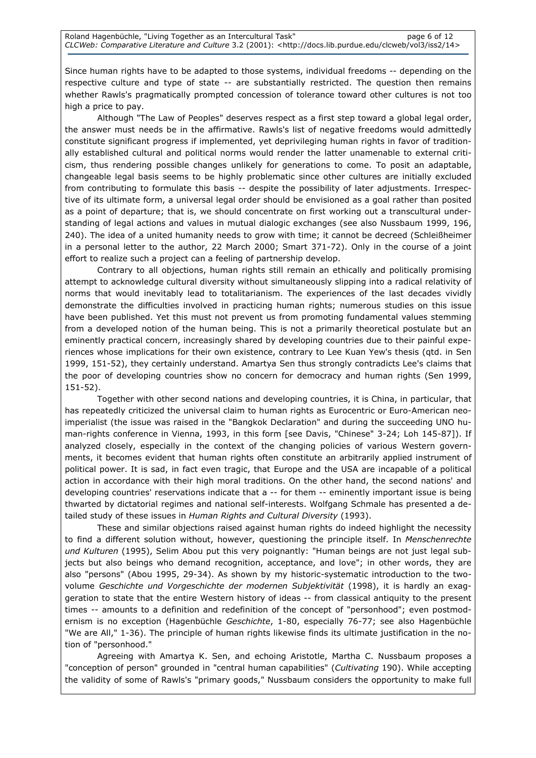Since human rights have to be adapted to those systems, individual freedoms -- depending on the respective culture and type of state -- are substantially restricted. The question then remains whether Rawls's pragmatically prompted concession of tolerance toward other cultures is not too high a price to pay.

Although "The Law of Peoples" deserves respect as a first step toward a global legal order, the answer must needs be in the affirmative. Rawls's list of negative freedoms would admittedly constitute significant progress if implemented, yet deprivileging human rights in favor of traditionally established cultural and political norms would render the latter unamenable to external criticism, thus rendering possible changes unlikely for generations to come. To posit an adaptable, changeable legal basis seems to be highly problematic since other cultures are initially excluded from contributing to formulate this basis -- despite the possibility of later adjustments. Irrespective of its ultimate form, a universal legal order should be envisioned as a goal rather than posited as a point of departure; that is, we should concentrate on first working out a transcultural understanding of legal actions and values in mutual dialogic exchanges (see also Nussbaum 1999, 196, 240). The idea of a united humanity needs to grow with time; it cannot be decreed (Schleißheimer in a personal letter to the author, 22 March 2000; Smart 371-72). Only in the course of a joint effort to realize such a project can a feeling of partnership develop.

Contrary to all objections, human rights still remain an ethically and politically promising attempt to acknowledge cultural diversity without simultaneously slipping into a radical relativity of norms that would inevitably lead to totalitarianism. The experiences of the last decades vividly demonstrate the difficulties involved in practicing human rights; numerous studies on this issue have been published. Yet this must not prevent us from promoting fundamental values stemming from a developed notion of the human being. This is not a primarily theoretical postulate but an eminently practical concern, increasingly shared by developing countries due to their painful experiences whose implications for their own existence, contrary to Lee Kuan Yew's thesis (qtd. in Sen 1999, 151-52), they certainly understand. Amartya Sen thus strongly contradicts Lee's claims that the poor of developing countries show no concern for democracy and human rights (Sen 1999, 151-52).

Together with other second nations and developing countries, it is China, in particular, that has repeatedly criticized the universal claim to human rights as Eurocentric or Euro-American neo-imperialist (the issue was raised in the "Bangkok Declaration" and during the succeeding UNO human-rights conference in Vienna, 1993, in this form [see Davis, "Chinese" 3-24; Loh 145-87]). If analyzed closely, especially in the context of the changing policies of various Western governments, it becomes evident that human rights often constitute an arbitrarily applied instrument of political power. It is sad, in fact even tragic, that Europe and the USA are incapable of a political action in accordance with their high moral traditions. On the other hand, the second nations' and developing countries' reservations indicate that a -- for them -- eminently important issue is being thwarted by dictatorial regimes and national self-interests. Wolfgang Schmale has presented a detailed study of these issues in *Human Rights and Cultural Diversity* (1993).

These and similar objections raised against human rights do indeed highlight the necessity to find a different solution without, however, questioning the principle itself. In *Menschenrechte und Kulturen* (1995), Selim Abou put this very poignantly: "Human beings are not just legal subjects but also beings who demand recognition, acceptance, and love"; in other words, they are also "persons" (Abou 1995, 29-34). As shown by my historic-systematic introduction to the two-volume *Geschichte und Vorgeschichte der modernen Subjektivität* (1998), it is hardly an exaggeration to state that the entire Western history of ideas -- from classical antiquity to the present times -- amounts to a definition and redefinition of the concept of "personhood"; even postmodernism is no exception (Hagenbüchle *Geschichte*, 1-80, especially 76-77; see also Hagenbüchle "We are All," 1-36). The principle of human rights likewise finds its ultimate justification in the notion of "personhood."

Agreeing with Amartya K. Sen, and echoing Aristotle, Martha C. Nussbaum proposes a "conception of person" grounded in "central human capabilities" (*Cultivating* 190). While accepting the validity of some of Rawls's "primary goods," Nussbaum considers the opportunity to make full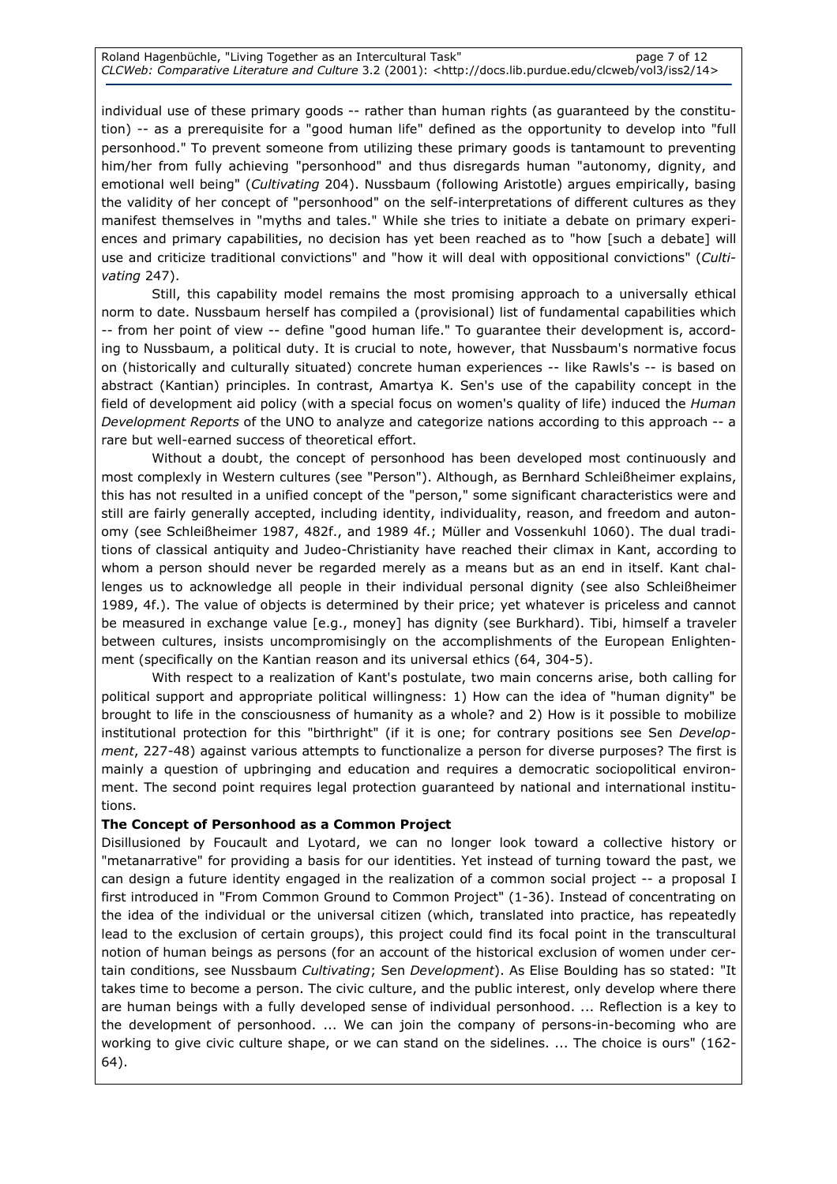individual use of these primary goods -- rather than human rights (as guaranteed by the constitution) -- as a prerequisite for a "good human life" defined as the opportunity to develop into "full personhood." To prevent someone from utilizing these primary goods is tantamount to preventing him/her from fully achieving "personhood" and thus disregards human "autonomy, dignity, and emotional well being" (*Cultivating* 204). Nussbaum (following Aristotle) argues empirically, basing the validity of her concept of "personhood" on the self-interpretations of different cultures as they manifest themselves in "myths and tales." While she tries to initiate a debate on primary experiences and primary capabilities, no decision has yet been reached as to "how [such a debate] will use and criticize traditional convictions" and "how it will deal with oppositional convictions" (*Cultivating* 247).

Still, this capability model remains the most promising approach to a universally ethical norm to date. Nussbaum herself has compiled a (provisional) list of fundamental capabilities which -- from her point of view -- define "good human life." To guarantee their development is, according to Nussbaum, a political duty. It is crucial to note, however, that Nussbaum's normative focus on (historically and culturally situated) concrete human experiences -- like Rawls's -- is based on abstract (Kantian) principles. In contrast, Amartya K. Sen's use of the capability concept in the field of development aid policy (with a special focus on women's quality of life) induced the *Human Development Reports* of the UNO to analyze and categorize nations according to this approach -- a rare but well-earned success of theoretical effort.

Without a doubt, the concept of personhood has been developed most continuously and most complexly in Western cultures (see "Person"). Although, as Bernhard Schleißheimer explains, this has not resulted in a unified concept of the "person," some significant characteristics were and still are fairly generally accepted, including identity, individuality, reason, and freedom and autonomy (see Schleißheimer 1987, 482f., and 1989 4f.; Müller and Vossenkuhl 1060). The dual traditions of classical antiquity and Judeo-Christianity have reached their climax in Kant, according to whom a person should never be regarded merely as a means but as an end in itself. Kant challenges us to acknowledge all people in their individual personal dignity (see also Schleißheimer 1989, 4f.). The value of objects is determined by their price; yet whatever is priceless and cannot be measured in exchange value [e.g., money] has dignity (see Burkhard). Tibi, himself a traveler between cultures, insists uncompromisingly on the accomplishments of the European Enlightenment (specifically on the Kantian reason and its universal ethics (64, 304-5).

With respect to a realization of Kant's postulate, two main concerns arise, both calling for political support and appropriate political willingness: 1) How can the idea of "human dignity" be brought to life in the consciousness of humanity as a whole? and 2) How is it possible to mobilize institutional protection for this "birthright" (if it is one; for contrary positions see Sen *Development*, 227-48) against various attempts to functionalize a person for diverse purposes? The first is mainly a question of upbringing and education and requires a democratic sociopolitical environment. The second point requires legal protection guaranteed by national and international institutions.

**The Concept of Personhood as a Common Project**

Disillusioned by Foucault and Lyotard, we can no longer look toward a collective history or "metanarrative" for providing a basis for our identities. Yet instead of turning toward the past, we can design a future identity engaged in the realization of a common social project -- a proposal I first introduced in "From Common Ground to Common Project" (1-36). Instead of concentrating on the idea of the individual or the universal citizen (which, translated into practice, has repeatedly lead to the exclusion of certain groups), this project could find its focal point in the transcultural notion of human beings as persons (for an account of the historical exclusion of women under certain conditions, see Nussbaum *Cultivating*; Sen *Development*). As Elise Boulding has so stated: "It takes time to become a person. The civic culture, and the public interest, only develop where there are human beings with a fully developed sense of individual personhood. ... Reflection is a key to the development of personhood. ... We can join the company of persons-in-becoming who are working to give civic culture shape, or we can stand on the sidelines. ... The choice is ours" (162-64).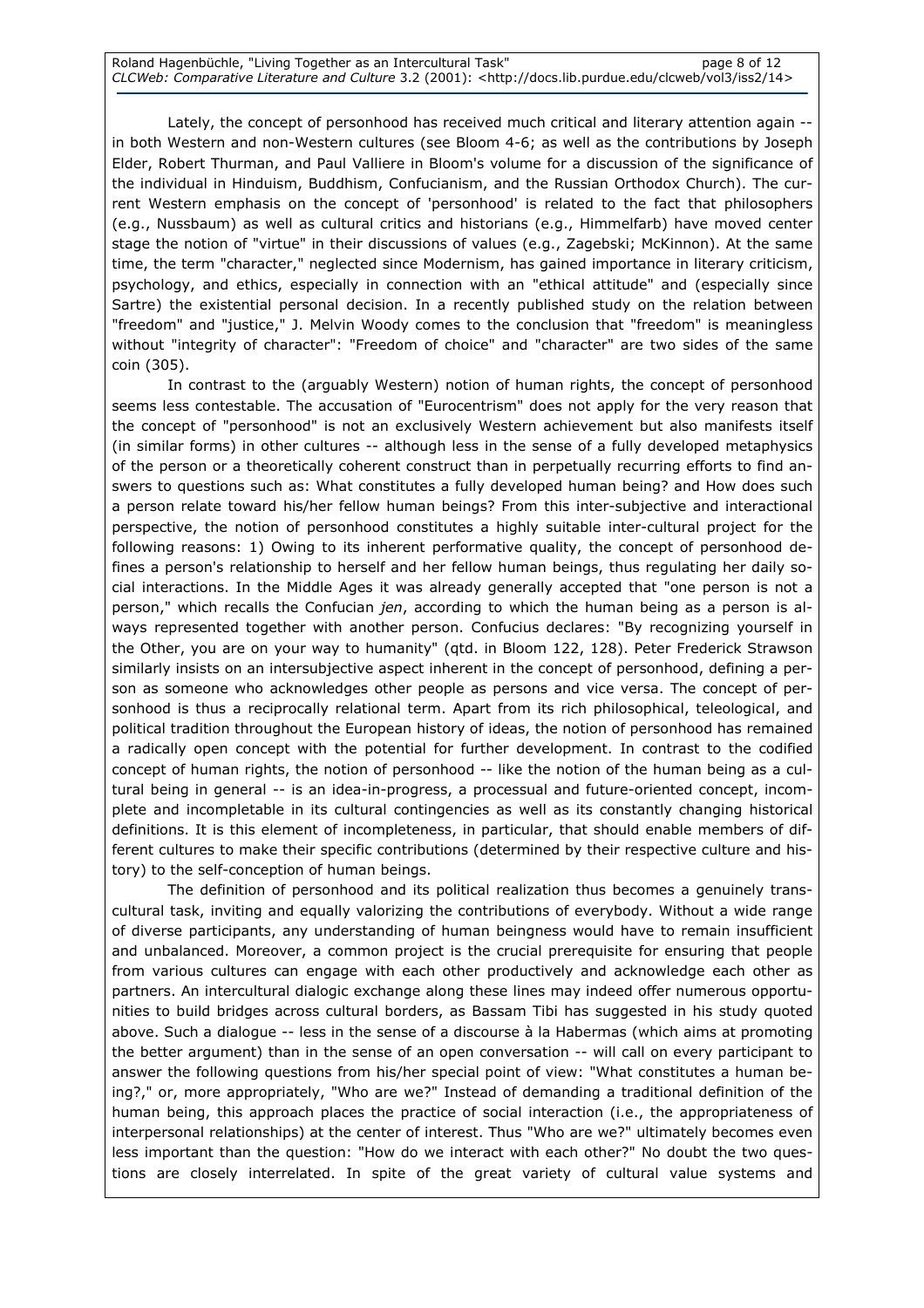Lately, the concept of personhood has received much critical and literary attention again -- in both Western and non-Western cultures (see Bloom 4-6; as well as the contributions by Joseph Elder, Robert Thurman, and Paul Valliere in Bloom's volume for a discussion of the significance of the individual in Hinduism, Buddhism, Confucianism, and the Russian Orthodox Church). The current Western emphasis on the concept of 'personhood' is related to the fact that philosophers (e.g., Nussbaum) as well as cultural critics and historians (e.g., Himmelfarb) have moved center stage the notion of "virtue" in their discussions of values (e.g., Zagebski; McKinnon). At the same time, the term "character," neglected since Modernism, has gained importance in literary criticism, psychology, and ethics, especially in connection with an "ethical attitude" and (especially since Sartre) the existential personal decision. In a recently published study on the relation between "freedom" and "justice," J. Melvin Woody comes to the conclusion that "freedom" is meaningless without "integrity of character": "Freedom of choice" and "character" are two sides of the same coin (305).

In contrast to the (arguably Western) notion of human rights, the concept of personhood seems less contestable. The accusation of "Eurocentrism" does not apply for the very reason that the concept of "personhood" is not an exclusively Western achievement but also manifests itself (in similar forms) in other cultures -- although less in the sense of a fully developed metaphysics of the person or a theoretically coherent construct than in perpetually recurring efforts to find answers to questions such as: What constitutes a fully developed human being? and How does such a person relate toward his/her fellow human beings? From this inter-subjective and interactional perspective, the notion of personhood constitutes a highly suitable inter-cultural project for the following reasons: 1) Owing to its inherent performative quality, the concept of personhood defines a person's relationship to herself and her fellow human beings, thus regulating her daily social interactions. In the Middle Ages it was already generally accepted that "one person is not a person," which recalls the Confucian *jen*, according to which the human being as a person is always represented together with another person. Confucius declares: "By recognizing yourself in the Other, you are on your way to humanity" (qtd. in Bloom 122, 128). Peter Frederick Strawson similarly insists on an intersubjective aspect inherent in the concept of personhood, defining a person as someone who acknowledges other people as persons and vice versa. The concept of personhood is thus a reciprocally relational term. Apart from its rich philosophical, teleological, and political tradition throughout the European history of ideas, the notion of personhood has remained a radically open concept with the potential for further development. In contrast to the codified concept of human rights, the notion of personhood -- like the notion of the human being as a cultural being in general -- is an idea-in-progress, a processual and future-oriented concept, incomplete and incompletable in its cultural contingencies as well as its constantly changing historical definitions. It is this element of incompleteness, in particular, that should enable members of different cultures to make their specific contributions (determined by their respective culture and history) to the self-conception of human beings.

The definition of personhood and its political realization thus becomes a genuinely transcultural task, inviting and equally valorizing the contributions of everybody. Without a wide range of diverse participants, any understanding of human beingness would have to remain insufficient and unbalanced. Moreover, a common project is the crucial prerequisite for ensuring that people from various cultures can engage with each other productively and acknowledge each other as partners. An intercultural dialogic exchange along these lines may indeed offer numerous opportunities to build bridges across cultural borders, as Bassam Tibi has suggested in his study quoted above. Such a dialogue -- less in the sense of a discourse à la Habermas (which aims at promoting the better argument) than in the sense of an open conversation -- will call on every participant to answer the following questions from his/her special point of view: "What constitutes a human being?," or, more appropriately, "Who are we?" Instead of demanding a traditional definition of the human being, this approach places the practice of social interaction (i.e., the appropriateness of interpersonal relationships) at the center of interest. Thus "Who are we?" ultimately becomes even less important than the question: "How do we interact with each other?" No doubt the two questions are closely interrelated. In spite of the great variety of cultural value systems and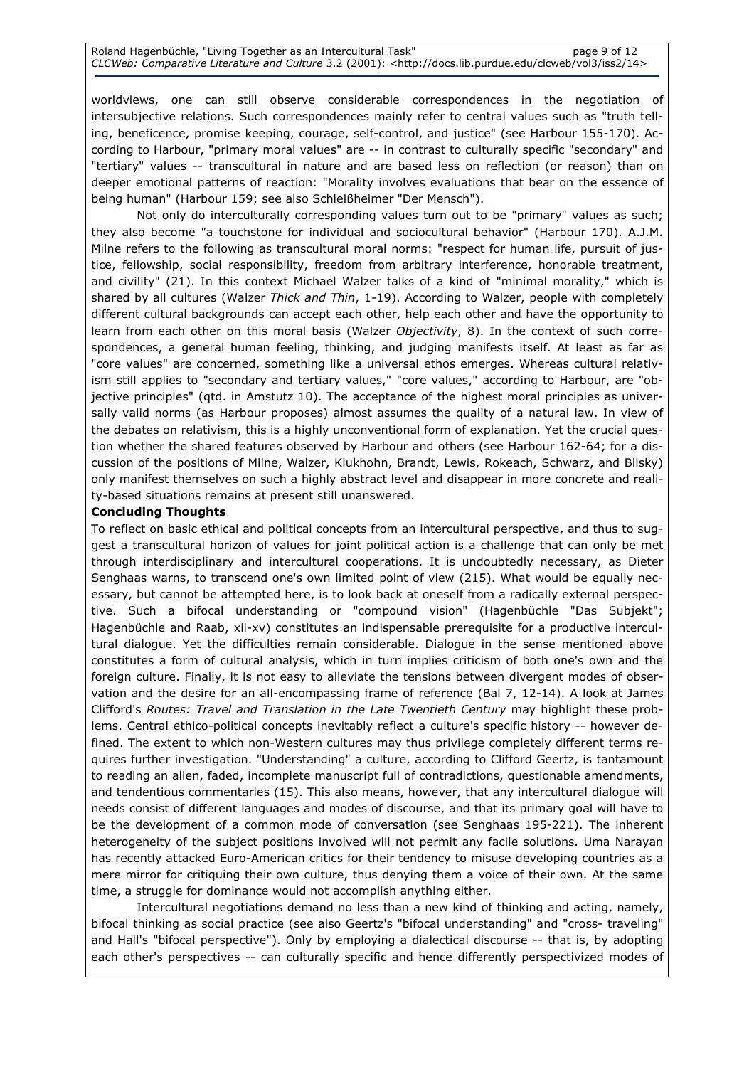worldviews, one can still observe considerable correspondences in the negotiation of intersubjective relations. Such correspondences mainly refer to central values such as "truth telling, beneficence, promise keeping, courage, self-control, and justice" (see Harbour 155-170). According to Harbour, "primary moral values" are -- in contrast to culturally specific "secondary" and "tertiary" values -- transcultural in nature and are based less on reflection (or reason) than on deeper emotional patterns of reaction: "Morality involves evaluations that bear on the essence of being human" (Harbour 159; see also Schleißheimer "Der Mensch").

Not only do interculturally corresponding values turn out to be "primary" values as such; they also become "a touchstone for individual and sociocultural behavior" (Harbour 170). A.J.M. Milne refers to the following as transcultural moral norms: "respect for human life, pursuit of justice, fellowship, social responsibility, freedom from arbitrary interference, honorable treatment, and civility" (21). In this context Michael Walzer talks of a kind of "minimal morality," which is shared by all cultures (Walzer *Thick and Thin*, 1-19). According to Walzer, people with completely different cultural backgrounds can accept each other, help each other and have the opportunity to learn from each other on this moral basis (Walzer *Objectivity*, 8). In the context of such correspondences, a general human feeling, thinking, and judging manifests itself. At least as far as "core values" are concerned, something like a universal ethos emerges. Whereas cultural relativism still applies to "secondary and tertiary values," "core values," according to Harbour, are "objective principles" (qtd. in Amstutz 10). The acceptance of the highest moral principles as universally valid norms (as Harbour proposes) almost assumes the quality of a natural law. In view of the debates on relativism, this is a highly unconventional form of explanation. Yet the crucial question whether the shared features observed by Harbour and others (see Harbour 162-64; for a discussion of the positions of Milne, Walzer, Kluckhohn, Brandt, Lewis, Rokeach, Schwarz, and Bilsky) only manifest themselves on such a highly abstract level and disappear in more concrete and reality-based situations remains at present still unanswered.

**Concluding Thoughts**

To reflect on basic ethical and political concepts from an intercultural perspective, and thus to suggest a transcultural horizon of values for joint political action is a challenge that can only be met through interdisciplinary and intercultural cooperations. It is undoubtedly necessary, as Dieter Senghaas warns, to transcend one's own limited point of view (215). What would be equally necessary, but cannot be attempted here, is to look back at oneself from a radically external perspective. Such a bifocal understanding or "compound vision" (Hagenbüchle "Das Subjekt"; Hagenbüchle and Raab, xii-xv) constitutes an indispensable prerequisite for a productive intercultural dialogue. Yet the difficulties remain considerable. Dialogue in the sense mentioned above constitutes a form of cultural analysis, which in turn implies criticism of both one's own and the foreign culture. Finally, it is not easy to alleviate the tensions between divergent modes of observation and the desire for an all-encompassing frame of reference (Bal 7, 12-14). A look at James Clifford's *Routes: Travel and Translation in the Late Twentieth Century* may highlight these problems. Central ethico-political concepts inevitably reflect a culture's specific history -- however defined. The extent to which non-Western cultures may thus privilege completely different terms requires further investigation. "Understanding" a culture, according to Clifford Geertz, is tantamount to reading an alien, faded, incomplete manuscript full of contradictions, questionable amendments, and tendentious commentaries (15). This also means, however, that any intercultural dialogue will needs consist of different languages and modes of discourse, and that its primary goal will have to be the development of a common mode of conversation (see Senghaas 195-221). The inherent heterogeneity of the subject positions involved will not permit any facile solutions. Uma Narayan has recently attacked Euro-American critics for their tendency to misuse developing countries as a mere mirror for critiquing their own culture, thus denying them a voice of their own. At the same time, a struggle for dominance would not accomplish anything either.

Intercultural negotiations demand no less than a new kind of thinking and acting, namely, bifocal thinking as social practice (see also Geertz's "bifocal understanding" and "cross- traveling" and Hall's "bifocal perspective"). Only by employing a dialectical discourse -- that is, by adopting each other's perspectives -- can culturally specific and hence differently perspectivized modes of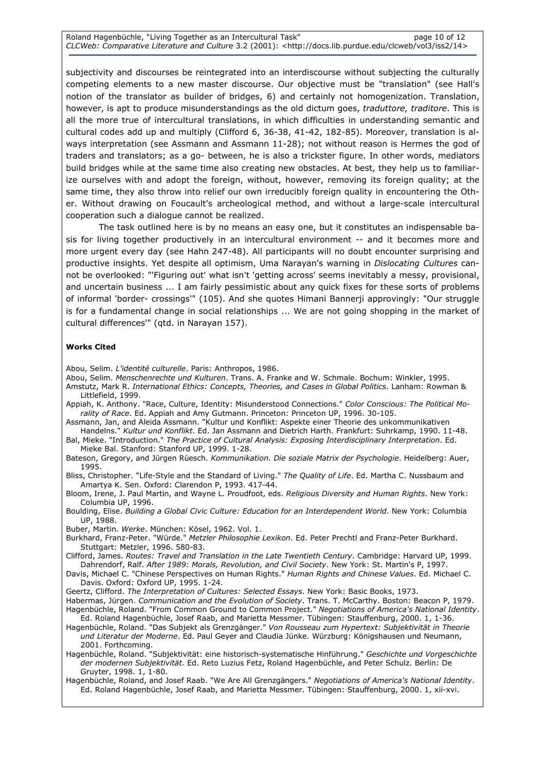subjectivity and discourses be reintegrated into an interdiscourse without subjecting the culturally competing elements to a new master discourse. Our objective must be "translation" (see Hall's notion of the translator as builder of bridges, 6) and certainly not homogenization. Translation, however, is apt to produce misunderstandings as the old dictum goes, *traduttore, traditore*. This is all the more true of intercultural translations, in which difficulties in understanding semantic and cultural codes add up and multiply (Clifford 6, 36-38, 41-42, 182-85). Moreover, translation is always interpretation (see Assmann and Assmann 11-28); not without reason is Hermes the god of traders and translators; as a go- between, he is also a trickster figure. In other words, mediators build bridges while at the same time also creating new obstacles. At best, they help us to familiarize ourselves with and adopt the foreign, without, however, removing its foreign quality; at the same time, they also throw into relief our own irreducibly foreign quality in encountering the Other. Without drawing on Foucault's archeological method, and without a large-scale intercultural cooperation such a dialogue cannot be realized.

The task outlined here is by no means an easy one, but it constitutes an indispensable basis for living together productively in an intercultural environment -- and it becomes more and more urgent every day (see Hahn 247-48). All participants will no doubt encounter surprising and productive insights. Yet despite all optimism, Uma Narayan's warning in *Dislocating Cultures* cannot be overlooked: "'Figuring out' what isn't 'getting across' seems inevitably a messy, provisional, and uncertain business ... I am fairly pessimistic about any quick fixes for these sorts of problems of informal 'border- crossings'" (105). And she quotes Himani Bannerji approvingly: "Our struggle is for a fundamental change in social relationships ... We are not going shopping in the market of cultural differences'" (qtd. in Narayan 157).

**Works Cited**

Abou, Selim. *L'identité culturelle*. Paris: Anthropos, 1986.

Abou, Selim. *Menschenrechte und Kulturen*. Trans. A. Franke and W. Schmale. Bochum: Winkler, 1995.

Amstutz, Mark R. *International Ethics: Concepts, Theories, and Cases in Global Politics*. Lanham: Rowman & Littlefield, 1999.

Appiah, K. Anthony. "Race, Culture, Identity: Misunderstood Connections." *Color Conscious: The Political Morality of Race*. Ed. Appiah and Amy Gutmann. Princeton: Princeton UP, 1996. 30-105.

Assmann, Jan, and Aleida Assmann. "Kultur und Konflikt: Aspekte einer Theorie des unkommunikativen Handelns." *Kultur und Konflikt*. Ed. Jan Assmann and Dietrich Harth. Frankfurt: Suhrkamp, 1990. 11-48.

Bal, Mieke. "Introduction." *The Practice of Cultural Analysis: Exposing Interdisciplinary Interpretation*. Ed. Mieke Bal. Stanford: Stanford UP, 1999. 1-28.

Bateson, Gregory, and Jürgen Rüesch. *Kommunikation. Die soziale Matrix der Psychologie*. Heidelberg: Auer, 1995.

Bliss, Christopher. "Life-Style and the Standard of Living." *The Quality of Life*. Ed. Martha C. Nussbaum and Amartya K. Sen. Oxford: Clarendon P, 1993. 417-44.

Bloom, Irene, J. Paul Martin, and Wayne L. Proudfoot, eds. *Religious Diversity and Human Rights*. New York: Columbia UP, 1996.

Boulding, Elise. *Building a Global Civic Culture: Education for an Interdependent World*. New York: Columbia UP, 1988.

Buber, Martin. *Werke*. München: Kösel, 1962. Vol. 1.

Burkhard, Franz-Peter. "Würde." *Metzler Philosophie Lexikon*. Ed. Peter Prechtl and Franz-Peter Burkhard. Stuttgart: Metzler, 1996. 580-83.

Clifford, James. *Routes: Travel and Translation in the Late Twentieth Century*. Cambridge: Harvard UP, 1999.

Dahrendorf, Ralf. *After 1989: Morals, Revolution, and Civil Society*. New York: St. Martin's P, 1997.

Davis, Michael C. "Chinese Perspectives on Human Rights." *Human Rights and Chinese Values*. Ed. Michael C. Davis. Oxford: Oxford UP, 1995. 1-24.

Geertz, Clifford. *The Interpretation of Cultures: Selected Essays*. New York: Basic Books, 1973.

Habermas, Jürgen. *Communication and the Evolution of Society*. Trans. T. McCarthy. Boston: Beacon P, 1979.

Hagenbüchle, Roland. "From Common Ground to Common Project." *Negotiations of America's National Identity*. Ed. Roland Hagenbüchle, Josef Raab, and Marietta Messmer. Tübingen: Stauffenburg, 2000. 1, 1-36.

Hagenbüchle, Roland. "Das Subjekt als Grenzgänger." *Von Rousseau zum Hypertext: Subjektivität in Theorie und Literatur der Moderne*. Ed. Paul Geyer and Claudia Jünke. Würzburg: Königshausen und Neumann, 2001. Forthcoming.

Hagenbüchle, Roland. "Subjektivität: eine historisch-systematische Hinführung." *Geschichte und Vorgeschichte der modernen Subjektivität*. Ed. Reto Luzius Fetz, Roland Hagenbüchle, and Peter Schulz. Berlin: De Gruyter, 1998. 1, 1-80.

Hagenbüchle, Roland, and Josef Raab. "We Are All Grenzgängers." *Negotiations of America's National Identity*. Ed. Roland Hagenbüchle, Josef Raab, and Marietta Messmer. Tübingen: Stauffenburg, 2000. 1, xii-xvi.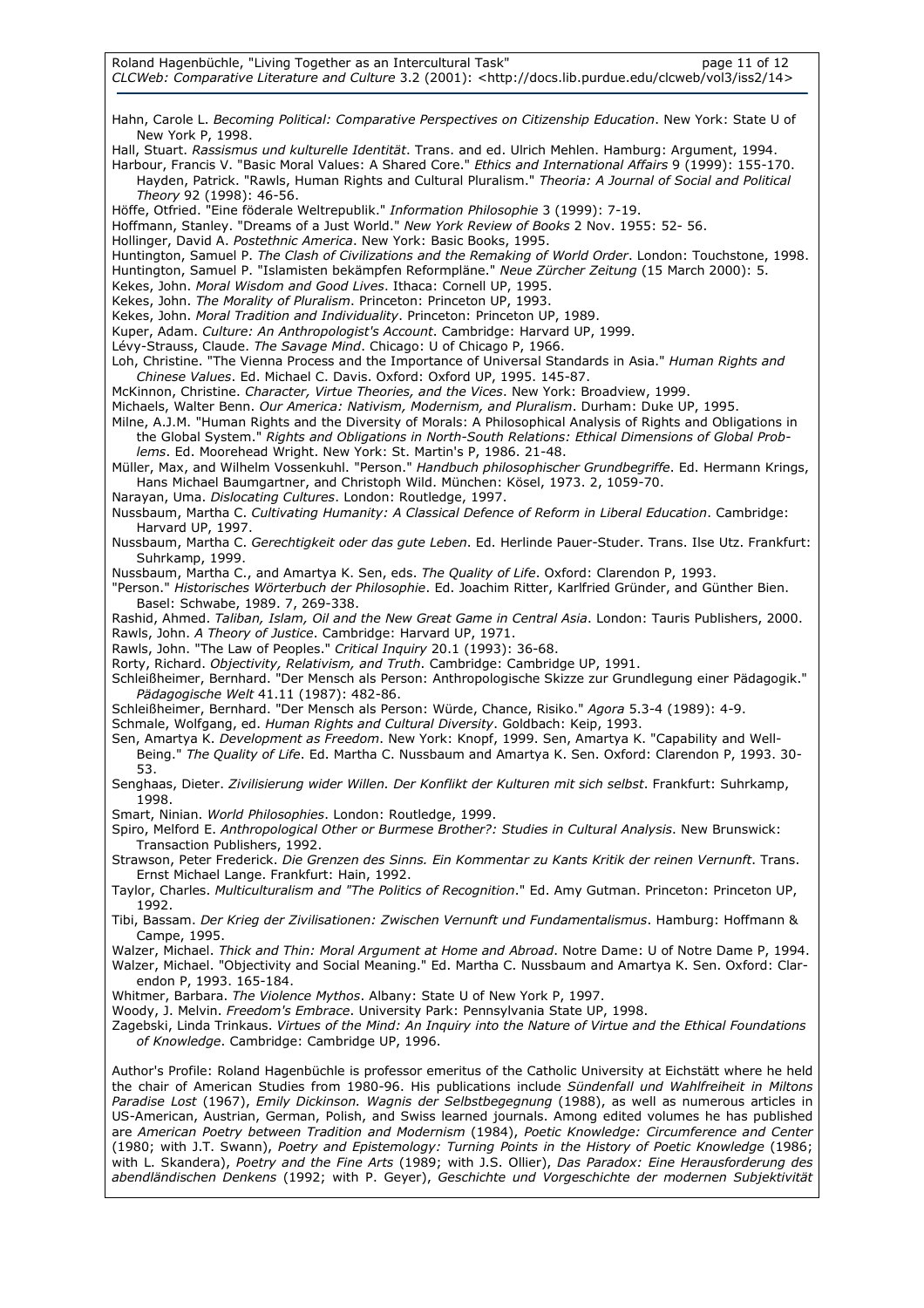Hahn, Carole L. *Becoming Political: Comparative Perspectives on Citizenship Education*. New York: State U of New York P, 1998.

Hall, Stuart. *Rassismus und kulturelle Identität*. Trans. and ed. Ulrich Mehlen. Hamburg: Argument, 1994.

Harbour, Francis V. "Basic Moral Values: A Shared Core." *Ethics and International Affairs* 9 (1999): 155-170.

Hayden, Patrick. "Rawls, Human Rights and Cultural Pluralism." *Theoria: A Journal of Social and Political Theory* 92 (1998): 46-56.

Höffe, Otfried. "Eine föderale Weltrepublik." *Information Philosophie* 3 (1999): 7-19.

Hoffmann, Stanley. "Dreams of a Just World." *New York Review of Books* 2 Nov. 1955: 52- 56.

Hollinger, David A. *Postethnic America*. New York: Basic Books, 1995.

Huntington, Samuel P. *The Clash of Civilizations and the Remaking of World Order*. London: Touchstone, 1998.

Huntington, Samuel P. "Islamisten bekämpfen Reformpläne." *Neue Zürcher Zeitung* (15 March 2000): 5.

Kekes, John. *Moral Wisdom and Good Lives*. Ithaca: Cornell UP, 1995.

Kekes, John. *The Morality of Pluralism*. Princeton: Princeton UP, 1993.

Kekes, John. *Moral Tradition and Individuality*. Princeton: Princeton UP, 1989.

Kuper, Adam. *Culture: An Anthropologist's Account*. Cambridge: Harvard UP, 1999.

Lévy-Strauss, Claude. *The Savage Mind*. Chicago: U of Chicago P, 1966.

Loh, Christine. "The Vienna Process and the Importance of Universal Standards in Asia." *Human Rights and Chinese Values*. Ed. Michael C. Davis. Oxford: Oxford UP, 1995. 145-87.

McKinnon, Christine. *Character, Virtue Theories, and the Vices*. New York: Broadview, 1999.

Michaels, Walter Benn. *Our America: Nativism, Modernism, and Pluralism*. Durham: Duke UP, 1995.

Milne, A.J.M. "Human Rights and the Diversity of Morals: A Philosophical Analysis of Rights and Obligations in the Global System." *Rights and Obligations in North-South Relations: Ethical Dimensions of Global Problems*. Ed. Moorehead Wright. New York: St. Martin's P, 1986. 21-48.

Müller, Max, and Wilhelm Vossenkuhl. "Person." *Handbuch philosophischer Grundbegriffe*. Ed. Hermann Krings, Hans Michael Baumgartner, and Christoph Wild. München: Kösel, 1973. 2, 1059-70.

Narayan, Uma. *Dislocating Cultures*. London: Routledge, 1997.

Nussbaum, Martha C. *Cultivating Humanity: A Classical Defence of Reform in Liberal Education*. Cambridge: Harvard UP, 1997.

Nussbaum, Martha C. *Gerechtigkeit oder das gute Leben*. Ed. Herlinde Pauer-Studer. Trans. Ilse Utz. Frankfurt: Suhrkamp, 1999.

Nussbaum, Martha C., and Amartya K. Sen, eds. *The Quality of Life*. Oxford: Clarendon P, 1993.

"Person." *Historisches Wörterbuch der Philosophie*. Ed. Joachim Ritter, Karlfried Gründer, and Günther Bien. Basel: Schwabe, 1989. 7, 269-338.

Rashid, Ahmed. *Taliban, Islam, Oil and the New Great Game in Central Asia*. London: Tauris Publishers, 2000.

Rawls, John. *A Theory of Justice*. Cambridge: Harvard UP, 1971.

Rawls, John. "The Law of Peoples." *Critical Inquiry* 20.1 (1993): 36-68.

Rorty, Richard. *Objectivity, Relativism, and Truth*. Cambridge: Cambridge UP, 1991.

Schleißheimer, Bernhard. "Der Mensch als Person: Anthropologische Skizze zur Grundlegung einer Pädagogik." *Pädagogische Welt* 41.11 (1987): 482-86.

Schleißheimer, Bernhard. "Der Mensch als Person: Würde, Chance, Risiko." *Agora* 5.3-4 (1989): 4-9.

Schmale, Wolfgang, ed. *Human Rights and Cultural Diversity*. Goldbach: Keip, 1993.

Sen, Amartya K. *Development as Freedom*. New York: Knopf, 1999. Sen, Amartya K. "Capability and Well-Being." *The Quality of Life*. Ed. Martha C. Nussbaum and Amartya K. Sen. Oxford: Clarendon P, 1993. 30-53.

Senghaas, Dieter. *Zivilisierung wider Willen. Der Konflikt der Kulturen mit sich selbst*. Frankfurt: Suhrkamp, 1998.

Smart, Ninian. *World Philosophies*. London: Routledge, 1999.

Spiro, Melford E. *Anthropological Other or Burmese Brother?: Studies in Cultural Analysis*. New Brunswick: Transaction Publishers, 1992.

Strawson, Peter Frederick. *Die Grenzen des Sinns. Ein Kommentar zu Kants Kritik der reinen Vernunft*. Trans. Ernst Michael Lange. Frankfurt: Hain, 1992.

Taylor, Charles. *Multiculturalism and "The Politics of Recognition*." Ed. Amy Gutman. Princeton: Princeton UP, 1992.

Tibi, Bassam. *Der Krieg der Zivilisationen: Zwischen Vernunft und Fundamentalismus*. Hamburg: Hoffmann & Campe, 1995.

Walzer, Michael. *Thick and Thin: Moral Argument at Home and Abroad*. Notre Dame: U of Notre Dame P, 1994.

Walzer, Michael. "Objectivity and Social Meaning." Ed. Martha C. Nussbaum and Amartya K. Sen. Oxford: Clarendon P, 1993. 165-184.

Whitmer, Barbara. *The Violence Mythos*. Albany: State U of New York P, 1997.

Woody, J. Melvin. *Freedom's Embrace*. University Park: Pennsylvania State UP, 1998.

Zagebski, Linda Trinkaus. *Virtues of the Mind: An Inquiry into the Nature of Virtue and the Ethical Foundations of Knowledge*. Cambridge: Cambridge UP, 1996.

Author's Profile: Roland Hagenbüchle is professor emeritus of the Catholic University at Eichstätt where he held the chair of American Studies from 1980-96. His publications include *Sündenfall und Wahlfreiheit in Miltons Paradise Lost* (1967), *Emily Dickinson. Wagnis der Selbstbegegnung* (1988), as well as numerous articles in US-American, Austrian, German, Polish, and Swiss learned journals. Among edited volumes he has published are *American Poetry between Tradition and Modernism* (1984), *Poetic Knowledge: Circumference and Center* (1980; with J.T. Swann), *Poetry and Epistemology: Turning Points in the History of Poetic Knowledge* (1986; with L. Skandera), *Poetry and the Fine Arts* (1989; with J.S. Ollier), *Das Paradox: Eine Herausforderung des abendländischen Denkens* (1992; with P. Geyer), *Geschichte und Vorgeschichte der modernen Subjektivität*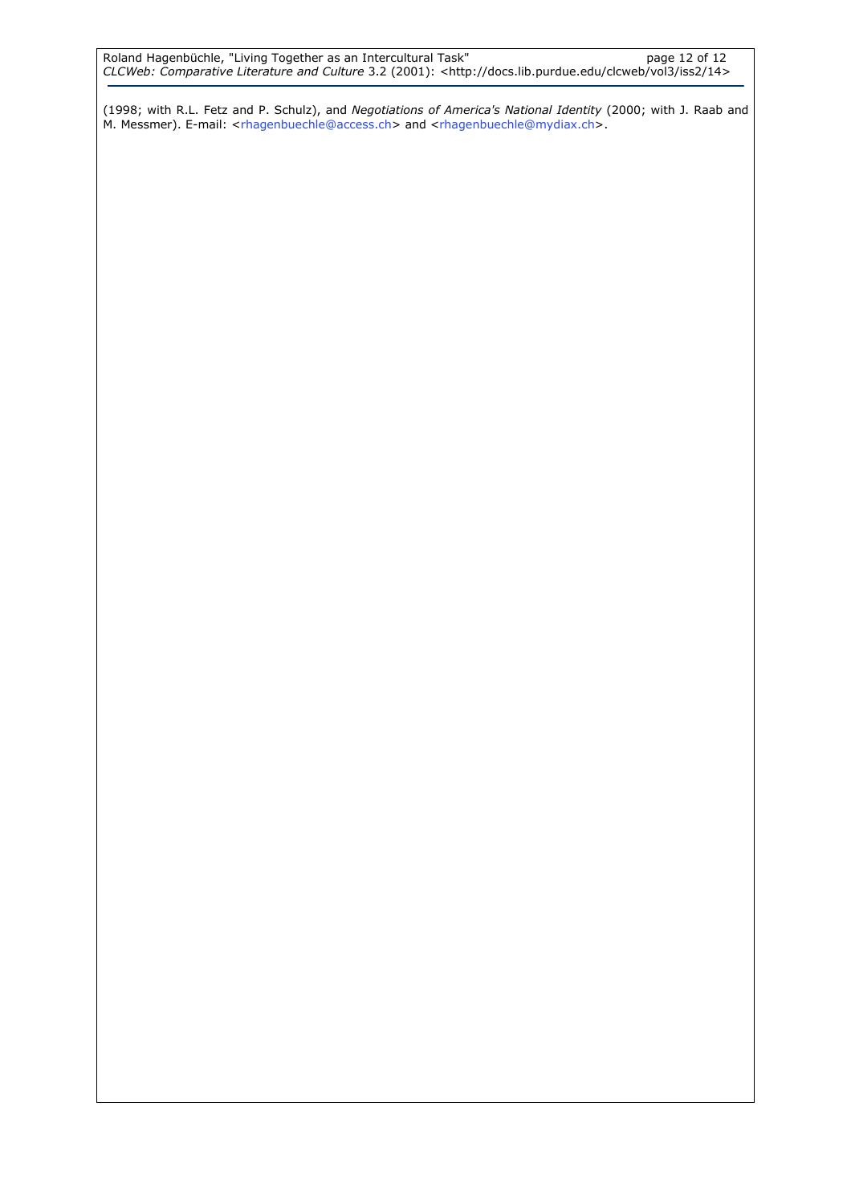(1998; with R.L. Fetz and P. Schulz), and *Negotiations of America's National Identity* (2000; with J. Raab and M. Messmer). E-mail: <rhagenbuechle@access.ch> and <rhagenbuechle@mydiax.ch>.